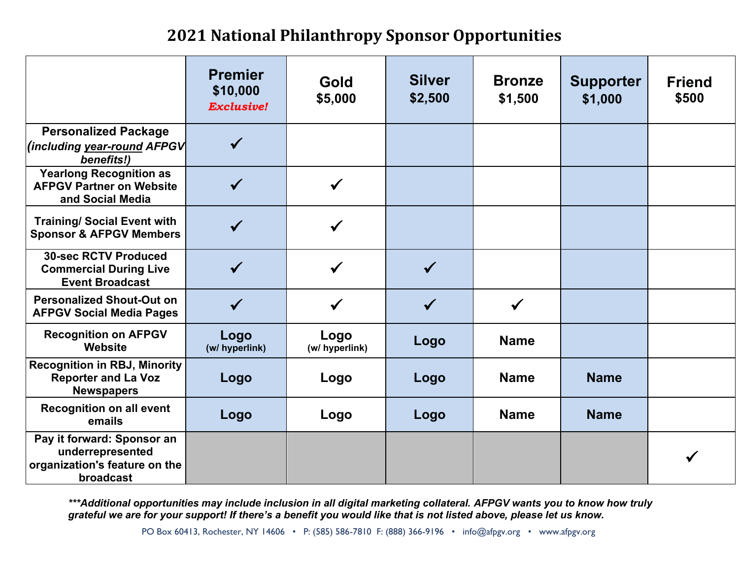# 2021 National Philanthropy Sponsor Opportunities

| | **Premier** **$10,000** ***Exclusive!*** | **Gold** **$5,000** | **Silver** **$2,500** | **Bronze** **$1,500** | **Supporter** **$1,000** | **Friend** **$500** |
|---|---|---|---|---|---|---|
| **Personalized Package (*including year-round AFPGV benefits!)*** | ✓ | | | | | |
| **Yearlong Recognition as AFPGV Partner on Website and Social Media** | ✓ | ✓ | | | | |
| **Training/ Social Event with Sponsor & AFPGV Members** | ✓ | ✓ | | | | |
| **30-sec RCTV Produced Commercial During Live Event Broadcast** | ✓ | ✓ | ✓ | | | |
| **Personalized Shout-Out on AFPGV Social Media Pages** | ✓ | ✓ | ✓ | ✓ | | |
| **Recognition on AFPGV Website** | **Logo** (w/ hyperlink) | **Logo** (w/ hyperlink) | **Logo** | **Name** | | |
| **Recognition in RBJ, Minority Reporter and La Voz Newspapers** | **Logo** | **Logo** | **Logo** | **Name** | **Name** | |
| **Recognition on all event emails** | **Logo** | **Logo** | **Logo** | **Name** | **Name** | |
| **Pay it forward: Sponsor an underrepresented organization's feature on the broadcast** | | | | | | ✓ |

****\*\*\*Additional opportunities may include inclusion in all digital marketing collateral. AFPGV wants you to know how truly grateful we are for your support! If there's a benefit you would like that is not listed above, please let us know.***

PO Box 60413, Rochester, NY 14606 • P: (585) 586-7810 F: (888) 366-9196 • info@afpgv.org • www.afpgv.org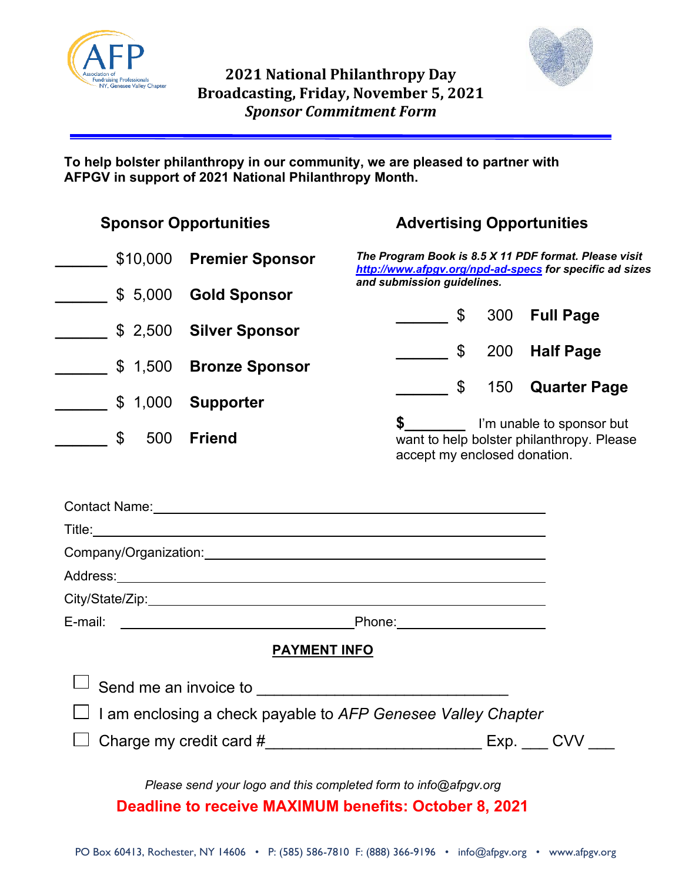**2021 National Philanthropy Day**
**Broadcasting, Friday, November 5, 2021**
***Sponsor Commitment Form***

**To help bolster philanthropy in our community, we are pleased to partner with AFPGV in support of 2021 National Philanthropy Month.**

## Sponsor Opportunities

______ $10,000 **Premier Sponsor**

______ $ 5,000 **Gold Sponsor**

______ $ 2,500 **Silver Sponsor**

______ $ 1,500 **Bronze Sponsor**

______ $ 1,000 **Supporter**

______ $ 500 **Friend**

## Advertising Opportunities

***The Program Book is 8.5 X 11 PDF format. Please visit [http://www.afpgv.org/npd-ad-specs](http://www.afpgv.org/npd-ad-specs) for specific ad sizes and submission guidelines.***

______ $ 300 **Full Page**

______ $ 200 **Half Page**

______ $ 150 **Quarter Page**

**$_______** I'm unable to sponsor but want to help bolster philanthropy. Please accept my enclosed donation.

Contact Name:______________________________________________

Title:______________________________________________

Company/Organization:______________________________________________

Address:______________________________________________

City/State/Zip:______________________________________________

E-mail: ______________________________ Phone:____________________

**PAYMENT INFO**

☐ Send me an invoice to ______________________________

☐ I am enclosing a check payable to *AFP Genesee Valley Chapter*

☐ Charge my credit card #__________________________ Exp. ___ CVV ___

*Please send your logo and this completed form to info@afpgv.org*

**Deadline to receive MAXIMUM benefits: October 8, 2021**

PO Box 60413, Rochester, NY 14606 • P: (585) 586-7810 F: (888) 366-9196 • info@afpgv.org • www.afpgv.org